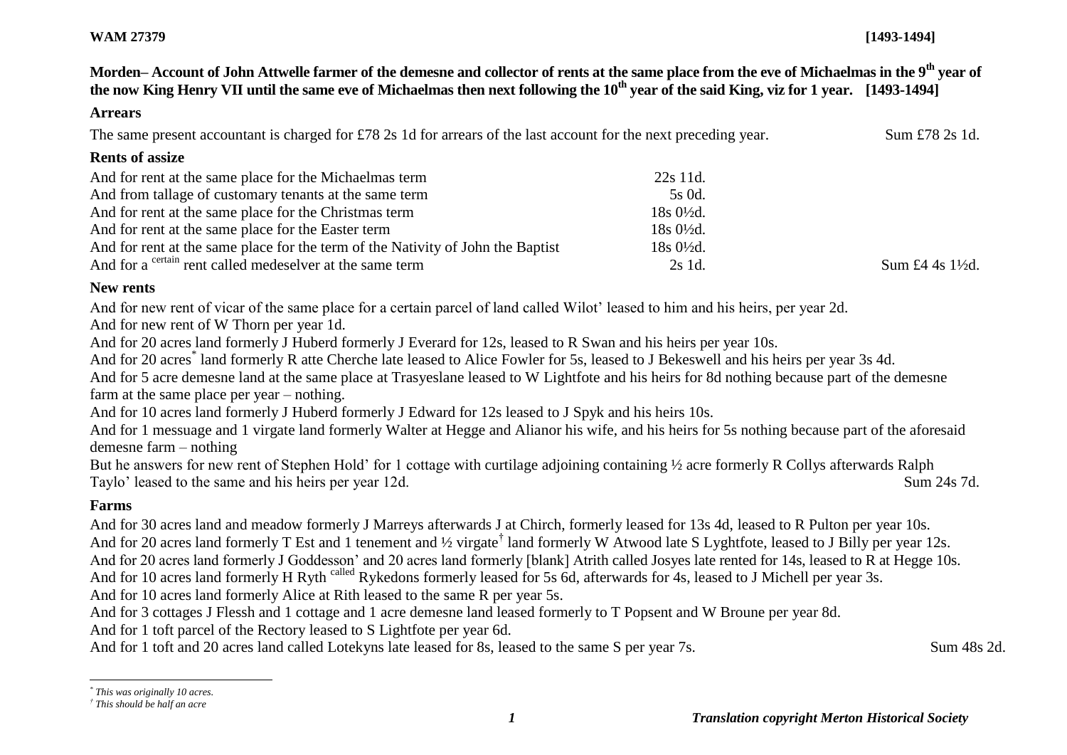**WAM 27379** **[1493-1494]**

**Morden– Account of John Attwelle farmer of the demesne and collector of rents at the same place from the eve of Michaelmas in the 9th year of the now King Henry VII until the same eve of Michaelmas then next following the 10th year of the said King, viz for 1 year. [1493-1494]**

**Arrears**

The same present accountant is charged for £78 2s 1d for arrears of the last account for the next preceding year. Sum £78 2s 1d.

**Rents of assize**

| | | |
|---|---|---|
| And for rent at the same place for the Michaelmas term | 22s 11d. | |
| And from tallage of customary tenants at the same term | 5s 0d. | |
| And for rent at the same place for the Christmas term | 18s 0½d. | |
| And for rent at the same place for the Easter term | 18s 0½d. | |
| And for rent at the same place for the term of the Nativity of John the Baptist | 18s 0½d. | |
| And for a certain rent called medeselver at the same term | 2s 1d. | Sum £4 4s 1½d. |

**New rents**

And for new rent of vicar of the same place for a certain parcel of land called Wilot' leased to him and his heirs, per year 2d.

And for new rent of W Thorn per year 1d.

And for 20 acres land formerly J Huberd formerly J Everard for 12s, leased to R Swan and his heirs per year 10s.

And for 20 acres* land formerly R atte Cherche late leased to Alice Fowler for 5s, leased to J Bekeswell and his heirs per year 3s 4d.

And for 5 acre demesne land at the same place at Trasyeslane leased to W Lightfote and his heirs for 8d nothing because part of the demesne farm at the same place per year – nothing.

And for 10 acres land formerly J Huberd formerly J Edward for 12s leased to J Spyk and his heirs 10s.

And for 1 messuage and 1 virgate land formerly Walter at Hegge and Alianor his wife, and his heirs for 5s nothing because part of the aforesaid demesne farm – nothing

But he answers for new rent of Stephen Hold' for 1 cottage with curtilage adjoining containing ½ acre formerly R Collys afterwards Ralph Taylo' leased to the same and his heirs per year 12d. Sum 24s 7d.

**Farms**

And for 30 acres land and meadow formerly J Marreys afterwards J at Chirch, formerly leased for 13s 4d, leased to R Pulton per year 10s.

And for 20 acres land formerly T Est and 1 tenement and ½ virgate† land formerly W Atwood late S Lyghtfote, leased to J Billy per year 12s.

And for 20 acres land formerly J Goddesson' and 20 acres land formerly [blank] Atrith called Josyes late rented for 14s, leased to R at Hegge 10s.

And for 10 acres land formerly H Ryth called Rykedons formerly leased for 5s 6d, afterwards for 4s, leased to J Michell per year 3s.

And for 10 acres land formerly Alice at Rith leased to the same R per year 5s.

And for 3 cottages J Flessh and 1 cottage and 1 acre demesne land leased formerly to T Popsent and W Broune per year 8d.

And for 1 toft parcel of the Rectory leased to S Lightfote per year 6d.

And for 1 toft and 20 acres land called Lotekyns late leased for 8s, leased to the same S per year 7s. Sum 48s 2d.

---

* *This was originally 10 acres.*

† *This should be half an acre*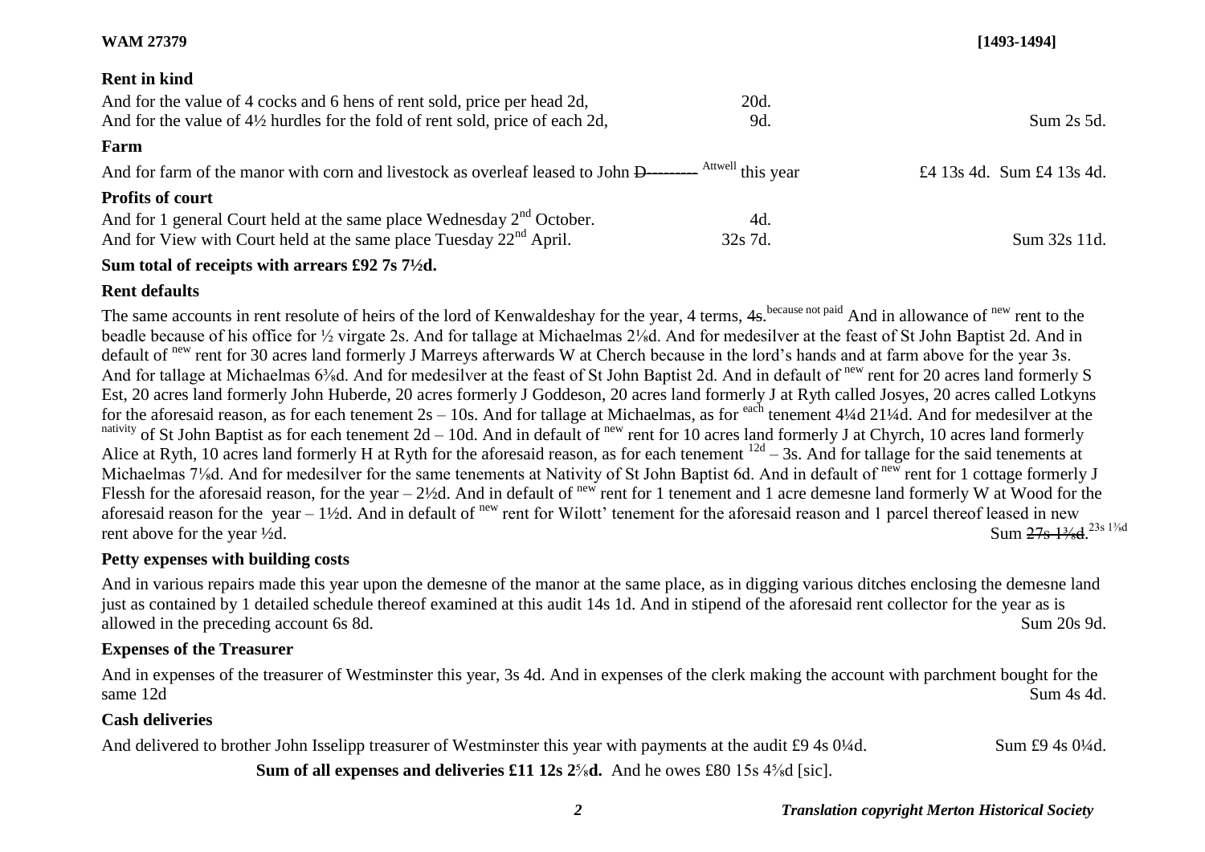**Rent in kind**

| | | |
|---|---|---|
| And for the value of 4 cocks and 6 hens of rent sold, price per head 2d, | 20d. | |
| And for the value of 4½ hurdles for the fold of rent sold, price of each 2d, | 9d. | Sum 2s 5d. |

**Farm**

| | |
|---|---|
| And for farm of the manor with corn and livestock as overleaf leased to John ~~D---------~~ [Attwell] this year | £4 13s 4d. Sum £4 13s 4d. |

**Profits of court**

| | | |
|---|---|---|
| And for 1 general Court held at the same place Wednesday 2nd October. | 4d. | |
| And for View with Court held at the same place Tuesday 22nd April. | 32s 7d. | Sum 32s 11d. |

**Sum total of receipts with arrears £92 7s 7½d.**

**Rent defaults**

The same accounts in rent resolute of heirs of the lord of Kenwaldeshay for the year, 4 terms, ~~4s~~. [because not paid] And in allowance of [new] rent to the beadle because of his office for ½ virgate 2s. And for tallage at Michaelmas 2⅛d. And for medesilver at the feast of St John Baptist 2d. And in default of [new] rent for 30 acres land formerly J Marreys afterwards W at Cherch because in the lord's hands and at farm above for the year 3s. And for tallage at Michaelmas 6⅜d. And for medesilver at the feast of St John Baptist 2d. And in default of [new] rent for 20 acres land formerly S Est, 20 acres land formerly John Huberde, 20 acres formerly J Goddeson, 20 acres land formerly J at Ryth called Josyes, 20 acres called Lotkyns for the aforesaid reason, as for each tenement 2s – 10s. And for tallage at Michaelmas, as for [each] tenement 4¼d 21¼d. And for medesilver at the [nativity] of St John Baptist as for each tenement 2d – 10d. And in default of [new] rent for 10 acres land formerly J at Chyrch, 10 acres land formerly Alice at Ryth, 10 acres land formerly H at Ryth for the aforesaid reason, as for each tenement [12d] – 3s. And for tallage for the said tenements at Michaelmas 7⅛d. And for medesilver for the same tenements at Nativity of St John Baptist 6d. And in default of [new] rent for 1 cottage formerly J Flessh for the aforesaid reason, for the year – 2½d. And in default of [new] rent for 1 tenement and 1 acre demesne land formerly W at Wood for the aforesaid reason for the year – 1½d. And in default of [new] rent for Wilott' tenement for the aforesaid reason and 1 parcel thereof leased in new rent above for the year ½d. Sum ~~27s 1⅛d~~. [23s 1⅜d]

**Petty expenses with building costs**

And in various repairs made this year upon the demesne of the manor at the same place, as in digging various ditches enclosing the demesne land just as contained by 1 detailed schedule thereof examined at this audit 14s 1d. And in stipend of the aforesaid rent collector for the year as is allowed in the preceding account 6s 8d. Sum 20s 9d.

**Expenses of the Treasurer**

And in expenses of the treasurer of Westminster this year, 3s 4d. And in expenses of the clerk making the account with parchment bought for the same 12d Sum 4s 4d.

**Cash deliveries**

And delivered to brother John Isselipp treasurer of Westminster this year with payments at the audit £9 4s 0¼d. Sum £9 4s 0¼d.

**Sum of all expenses and deliveries £11 12s 2⅝d.** And he owes £80 15s 4⅝d [sic].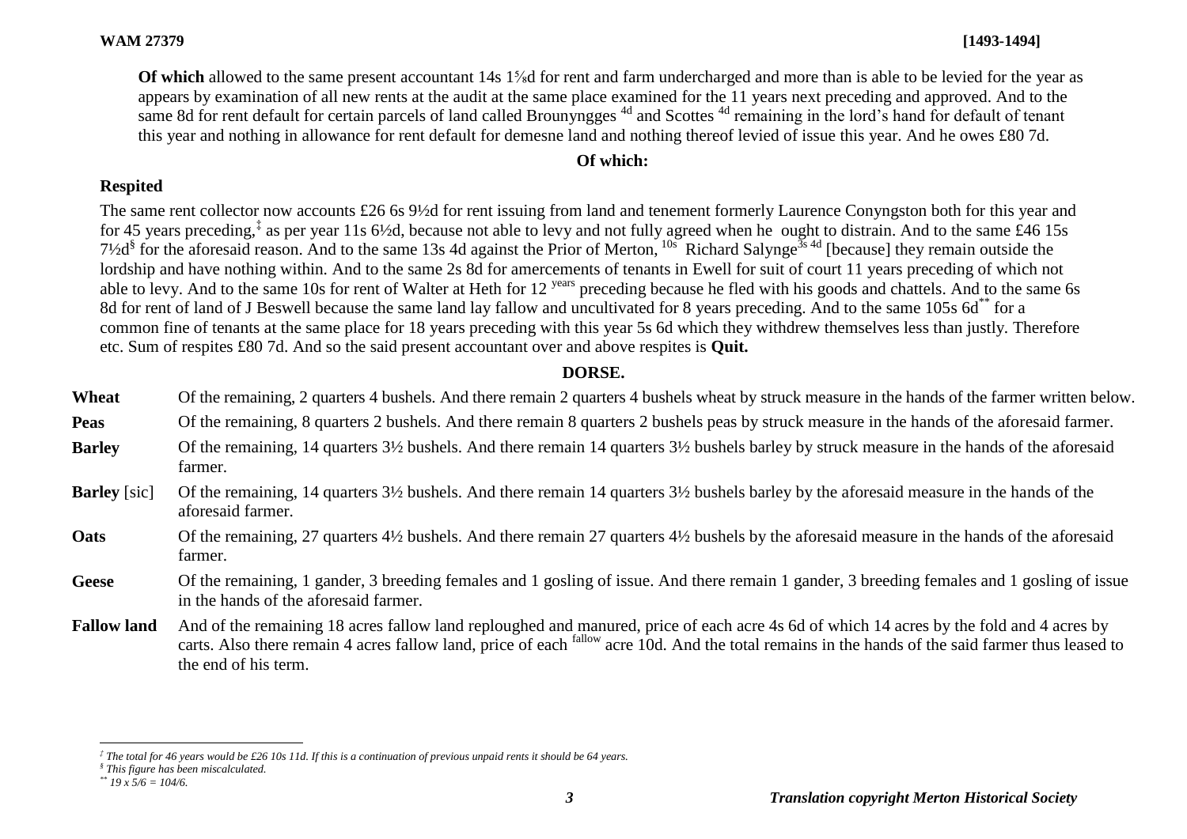**Of which** allowed to the same present accountant 14s 1⅝d for rent and farm undercharged and more than is able to be levied for the year as appears by examination of all new rents at the audit at the same place examined for the 11 years next preceding and approved. And to the same 8d for rent default for certain parcels of land called Brounyngges [4d] and Scottes [4d] remaining in the lord's hand for default of tenant this year and nothing in allowance for rent default for demesne land and nothing thereof levied of issue this year. And he owes £80 7d.

**Of which:**

**Respited**

The same rent collector now accounts £26 6s 9½d for rent issuing from land and tenement formerly Laurence Conyngston both for this year and for 45 years preceding,[‡] as per year 11s 6½d, because not able to levy and not fully agreed when he ought to distrain. And to the same £46 15s 7½d[§] for the aforesaid reason. And to the same 13s 4d against the Prior of Merton, [10s] Richard Salynge[3s 4d] [because] they remain outside the lordship and have nothing within. And to the same 2s 8d for amercements of tenants in Ewell for suit of court 11 years preceding of which not able to levy. And to the same 10s for rent of Walter at Heth for 12 [years] preceding because he fled with his goods and chattels. And to the same 6s 8d for rent of land of J Beswell because the same land lay fallow and uncultivated for 8 years preceding. And to the same 105s 6d[**] for a common fine of tenants at the same place for 18 years preceding with this year 5s 6d which they withdrew themselves less than justly. Therefore etc. Sum of respites £80 7d. And so the said present accountant over and above respites is **Quit.**

**DORSE.**

| | |
|---|---|
| **Wheat** | Of the remaining, 2 quarters 4 bushels. And there remain 2 quarters 4 bushels wheat by struck measure in the hands of the farmer written below. |
| **Peas** | Of the remaining, 8 quarters 2 bushels. And there remain 8 quarters 2 bushels peas by struck measure in the hands of the aforesaid farmer. |
| **Barley** | Of the remaining, 14 quarters 3½ bushels. And there remain 14 quarters 3½ bushels barley by struck measure in the hands of the aforesaid farmer. |
| **Barley** [sic] | Of the remaining, 14 quarters 3½ bushels. And there remain 14 quarters 3½ bushels barley by the aforesaid measure in the hands of the aforesaid farmer. |
| **Oats** | Of the remaining, 27 quarters 4½ bushels. And there remain 27 quarters 4½ bushels by the aforesaid measure in the hands of the aforesaid farmer. |
| **Geese** | Of the remaining, 1 gander, 3 breeding females and 1 gosling of issue. And there remain 1 gander, 3 breeding females and 1 gosling of issue in the hands of the aforesaid farmer. |
| **Fallow land** | And of the remaining 18 acres fallow land reploughed and manured, price of each acre 4s 6d of which 14 acres by the fold and 4 acres by carts. Also there remain 4 acres fallow land, price of each [fallow] acre 10d. And the total remains in the hands of the said farmer thus leased to the end of his term. |

---

*‡ The total for 46 years would be £26 10s 11d. If this is a continuation of previous unpaid rents it should be 64 years.*

*§ This figure has been miscalculated.*

*** 19 x 5/6 = 104/6.*